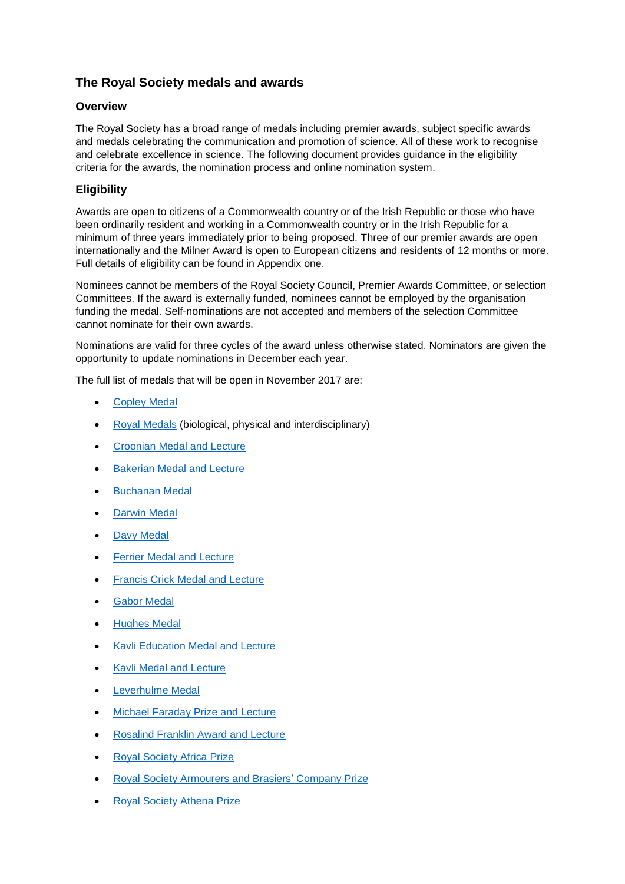## The Royal Society medals and awards

### Overview

The Royal Society has a broad range of medals including premier awards, subject specific awards and medals celebrating the communication and promotion of science. All of these work to recognise and celebrate excellence in science. The following document provides guidance in the eligibility criteria for the awards, the nomination process and online nomination system.

### Eligibility

Awards are open to citizens of a Commonwealth country or of the Irish Republic or those who have been ordinarily resident and working in a Commonwealth country or in the Irish Republic for a minimum of three years immediately prior to being proposed. Three of our premier awards are open internationally and the Milner Award is open to European citizens and residents of 12 months or more. Full details of eligibility can be found in Appendix one.

Nominees cannot be members of the Royal Society Council, Premier Awards Committee, or selection Committees. If the award is externally funded, nominees cannot be employed by the organisation funding the medal. Self-nominations are not accepted and members of the selection Committee cannot nominate for their own awards.

Nominations are valid for three cycles of the award unless otherwise stated. Nominators are given the opportunity to update nominations in December each year.

The full list of medals that will be open in November 2017 are:

- Copley Medal
- Royal Medals (biological, physical and interdisciplinary)
- Croonian Medal and Lecture
- Bakerian Medal and Lecture
- Buchanan Medal
- Darwin Medal
- Davy Medal
- Ferrier Medal and Lecture
- Francis Crick Medal and Lecture
- Gabor Medal
- Hughes Medal
- Kavli Education Medal and Lecture
- Kavli Medal and Lecture
- Leverhulme Medal
- Michael Faraday Prize and Lecture
- Rosalind Franklin Award and Lecture
- Royal Society Africa Prize
- Royal Society Armourers and Brasiers' Company Prize
- Royal Society Athena Prize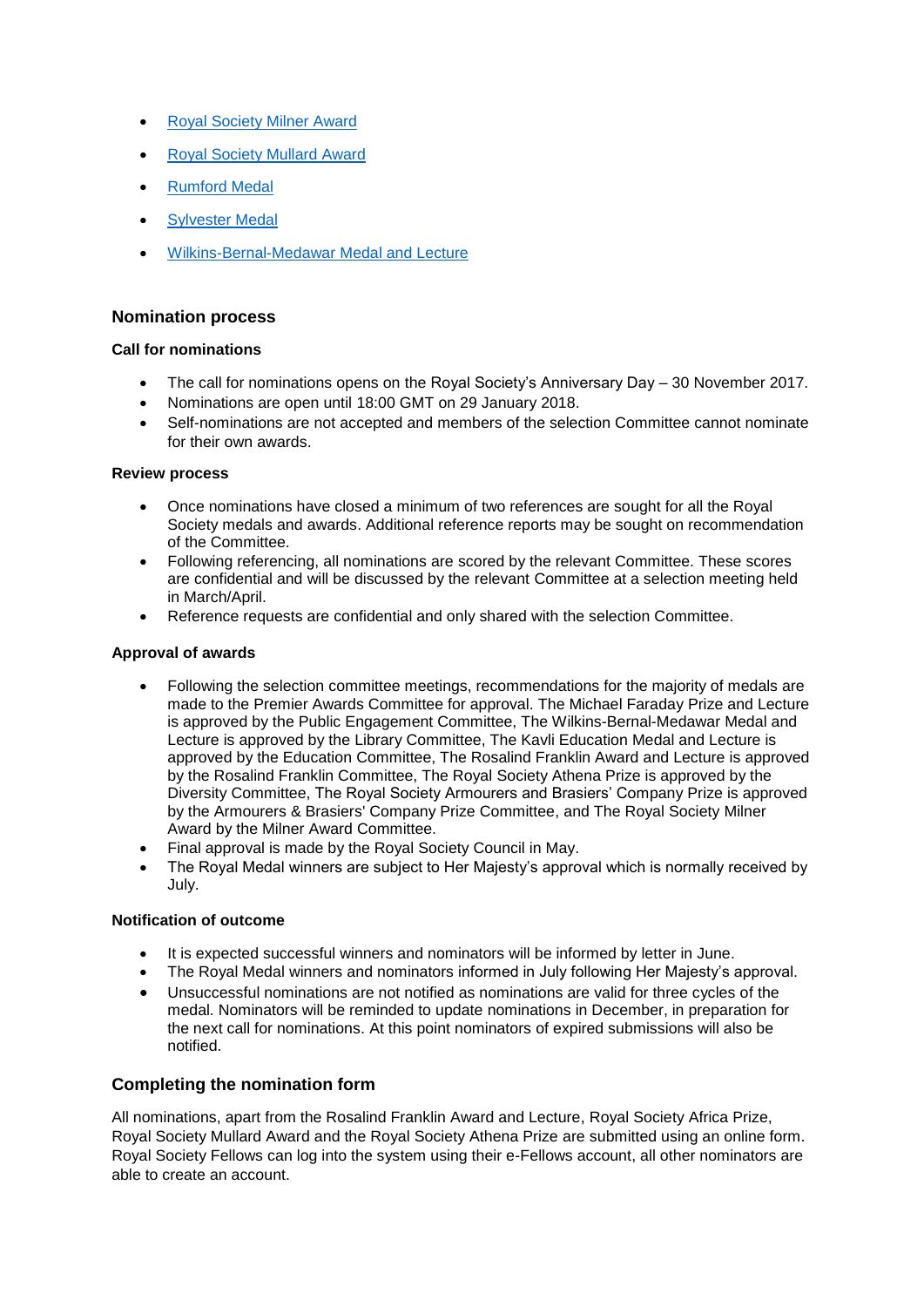- [Royal Society Milner Award]()
- [Royal Society Mullard Award]()
- [Rumford Medal]()
- [Sylvester Medal]()
- [Wilkins-Bernal-Medawar Medal and Lecture]()

## Nomination process

### Call for nominations

- The call for nominations opens on the Royal Society's Anniversary Day – 30 November 2017.
- Nominations are open until 18:00 GMT on 29 January 2018.
- Self-nominations are not accepted and members of the selection Committee cannot nominate for their own awards.

### Review process

- Once nominations have closed a minimum of two references are sought for all the Royal Society medals and awards. Additional reference reports may be sought on recommendation of the Committee.
- Following referencing, all nominations are scored by the relevant Committee. These scores are confidential and will be discussed by the relevant Committee at a selection meeting held in March/April.
- Reference requests are confidential and only shared with the selection Committee.

### Approval of awards

- Following the selection committee meetings, recommendations for the majority of medals are made to the Premier Awards Committee for approval. The Michael Faraday Prize and Lecture is approved by the Public Engagement Committee, The Wilkins-Bernal-Medawar Medal and Lecture is approved by the Library Committee, The Kavli Education Medal and Lecture is approved by the Education Committee, The Rosalind Franklin Award and Lecture is approved by the Rosalind Franklin Committee, The Royal Society Athena Prize is approved by the Diversity Committee, The Royal Society Armourers and Brasiers' Company Prize is approved by the Armourers & Brasiers' Company Prize Committee, and The Royal Society Milner Award by the Milner Award Committee.
- Final approval is made by the Royal Society Council in May.
- The Royal Medal winners are subject to Her Majesty's approval which is normally received by July.

### Notification of outcome

- It is expected successful winners and nominators will be informed by letter in June.
- The Royal Medal winners and nominators informed in July following Her Majesty's approval.
- Unsuccessful nominations are not notified as nominations are valid for three cycles of the medal. Nominators will be reminded to update nominations in December, in preparation for the next call for nominations. At this point nominators of expired submissions will also be notified.

## Completing the nomination form

All nominations, apart from the Rosalind Franklin Award and Lecture, Royal Society Africa Prize, Royal Society Mullard Award and the Royal Society Athena Prize are submitted using an online form. Royal Society Fellows can log into the system using their e-Fellows account, all other nominators are able to create an account.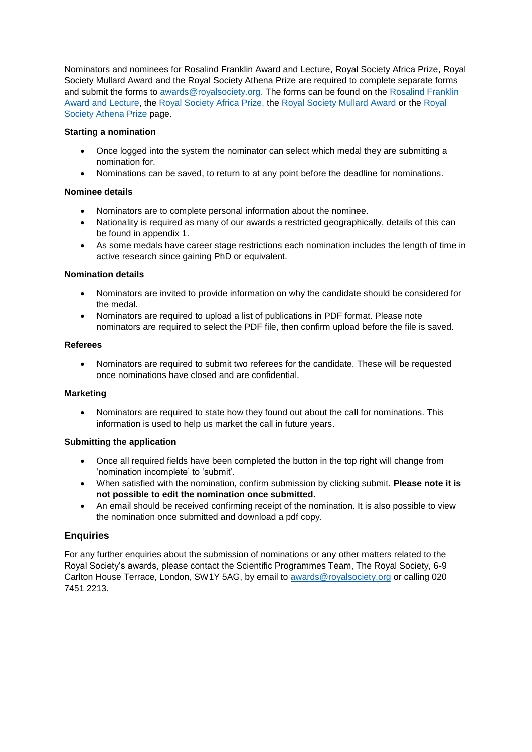Nominators and nominees for Rosalind Franklin Award and Lecture, Royal Society Africa Prize, Royal Society Mullard Award and the Royal Society Athena Prize are required to complete separate forms and submit the forms to [awards@royalsociety.org](mailto:awards@royalsociety.org). The forms can be found on the Rosalind Franklin Award and Lecture, the Royal Society Africa Prize, the Royal Society Mullard Award or the Royal Society Athena Prize page.

**Starting a nomination**

- Once logged into the system the nominator can select which medal they are submitting a nomination for.
- Nominations can be saved, to return to at any point before the deadline for nominations.

**Nominee details**

- Nominators are to complete personal information about the nominee.
- Nationality is required as many of our awards a restricted geographically, details of this can be found in appendix 1.
- As some medals have career stage restrictions each nomination includes the length of time in active research since gaining PhD or equivalent.

**Nomination details**

- Nominators are invited to provide information on why the candidate should be considered for the medal.
- Nominators are required to upload a list of publications in PDF format. Please note nominators are required to select the PDF file, then confirm upload before the file is saved.

**Referees**

- Nominators are required to submit two referees for the candidate. These will be requested once nominations have closed and are confidential.

**Marketing**

- Nominators are required to state how they found out about the call for nominations. This information is used to help us market the call in future years.

**Submitting the application**

- Once all required fields have been completed the button in the top right will change from 'nomination incomplete' to 'submit'.
- When satisfied with the nomination, confirm submission by clicking submit. **Please note it is not possible to edit the nomination once submitted.**
- An email should be received confirming receipt of the nomination. It is also possible to view the nomination once submitted and download a pdf copy.

## Enquiries

For any further enquiries about the submission of nominations or any other matters related to the Royal Society's awards, please contact the Scientific Programmes Team, The Royal Society, 6-9 Carlton House Terrace, London, SW1Y 5AG, by email to [awards@royalsociety.org](mailto:awards@royalsociety.org) or calling 020 7451 2213.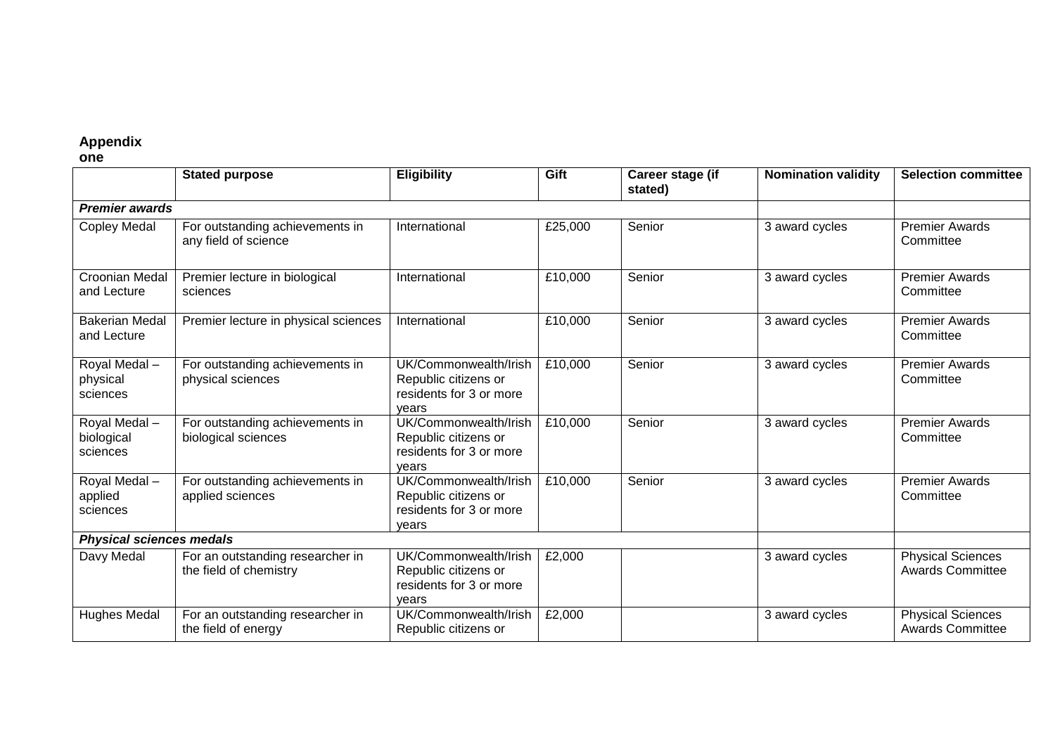**Appendix one**

| | Stated purpose | Eligibility | Gift | Career stage (if stated) | Nomination validity | Selection committee |
|---|---|---|---|---|---|---|
| ***Premier awards*** | | | | | | |
| Copley Medal | For outstanding achievements in any field of science | International | £25,000 | Senior | 3 award cycles | Premier Awards Committee |
| Croonian Medal and Lecture | Premier lecture in biological sciences | International | £10,000 | Senior | 3 award cycles | Premier Awards Committee |
| Bakerian Medal and Lecture | Premier lecture in physical sciences | International | £10,000 | Senior | 3 award cycles | Premier Awards Committee |
| Royal Medal – physical sciences | For outstanding achievements in physical sciences | UK/Commonwealth/Irish Republic citizens or residents for 3 or more years | £10,000 | Senior | 3 award cycles | Premier Awards Committee |
| Royal Medal – biological sciences | For outstanding achievements in biological sciences | UK/Commonwealth/Irish Republic citizens or residents for 3 or more years | £10,000 | Senior | 3 award cycles | Premier Awards Committee |
| Royal Medal – applied sciences | For outstanding achievements in applied sciences | UK/Commonwealth/Irish Republic citizens or residents for 3 or more years | £10,000 | Senior | 3 award cycles | Premier Awards Committee |
| ***Physical sciences medals*** | | | | | | |
| Davy Medal | For an outstanding researcher in the field of chemistry | UK/Commonwealth/Irish Republic citizens or residents for 3 or more years | £2,000 | | 3 award cycles | Physical Sciences Awards Committee |
| Hughes Medal | For an outstanding researcher in the field of energy | UK/Commonwealth/Irish Republic citizens or | £2,000 | | 3 award cycles | Physical Sciences Awards Committee |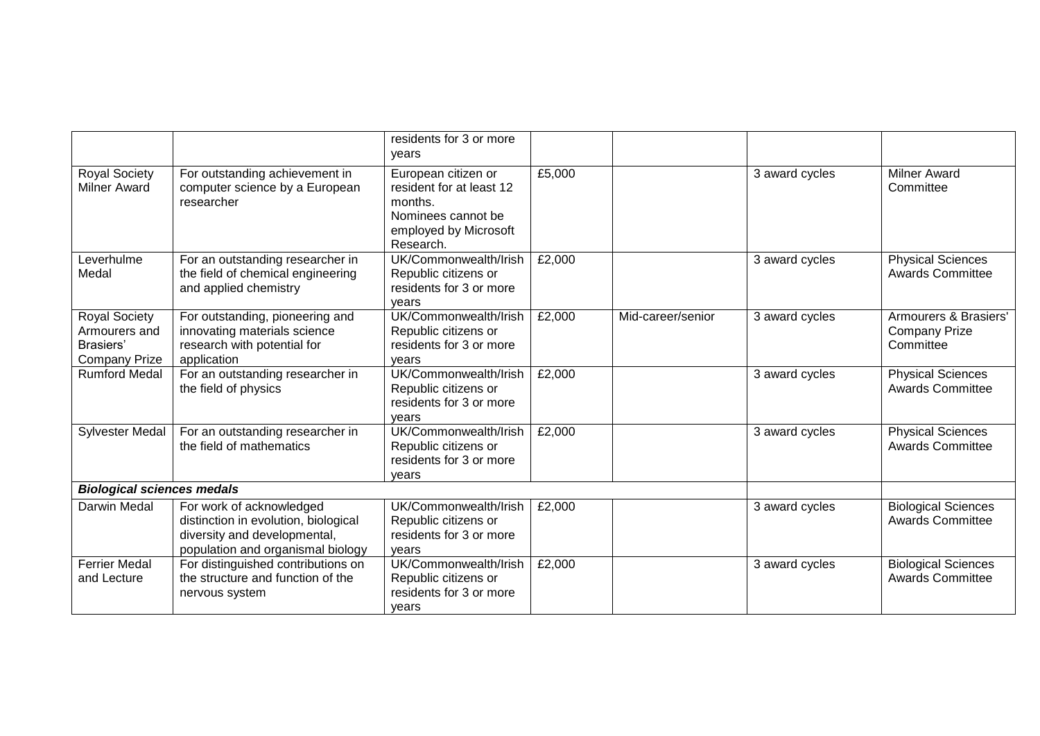| | | residents for 3 or more years | | | | |
|---|---|---|---|---|---|---|
| Royal Society Milner Award | For outstanding achievement in computer science by a European researcher | European citizen or resident for at least 12 months. Nominees cannot be employed by Microsoft Research. | £5,000 | | 3 award cycles | Milner Award Committee |
| Leverhulme Medal | For an outstanding researcher in the field of chemical engineering and applied chemistry | UK/Commonwealth/Irish Republic citizens or residents for 3 or more years | £2,000 | | 3 award cycles | Physical Sciences Awards Committee |
| Royal Society Armourers and Brasiers' Company Prize | For outstanding, pioneering and innovating materials science research with potential for application | UK/Commonwealth/Irish Republic citizens or residents for 3 or more years | £2,000 | Mid-career/senior | 3 award cycles | Armourers & Brasiers' Company Prize Committee |
| Rumford Medal | For an outstanding researcher in the field of physics | UK/Commonwealth/Irish Republic citizens or residents for 3 or more years | £2,000 | | 3 award cycles | Physical Sciences Awards Committee |
| Sylvester Medal | For an outstanding researcher in the field of mathematics | UK/Commonwealth/Irish Republic citizens or residents for 3 or more years | £2,000 | | 3 award cycles | Physical Sciences Awards Committee |
| ***Biological sciences medals*** | | | | | | |
| Darwin Medal | For work of acknowledged distinction in evolution, biological diversity and developmental, population and organismal biology | UK/Commonwealth/Irish Republic citizens or residents for 3 or more years | £2,000 | | 3 award cycles | Biological Sciences Awards Committee |
| Ferrier Medal and Lecture | For distinguished contributions on the structure and function of the nervous system | UK/Commonwealth/Irish Republic citizens or residents for 3 or more years | £2,000 | | 3 award cycles | Biological Sciences Awards Committee |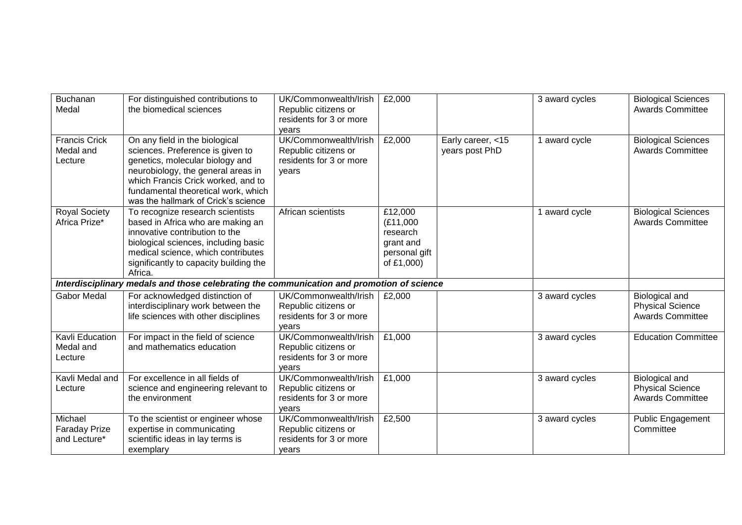| Buchanan Medal | For distinguished contributions to the biomedical sciences | UK/Commonwealth/Irish Republic citizens or residents for 3 or more years | £2,000 | | 3 award cycles | Biological Sciences Awards Committee |
|---|---|---|---|---|---|---|
| Francis Crick Medal and Lecture | On any field in the biological sciences. Preference is given to genetics, molecular biology and neurobiology, the general areas in which Francis Crick worked, and to fundamental theoretical work, which was the hallmark of Crick's science | UK/Commonwealth/Irish Republic citizens or residents for 3 or more years | £2,000 | Early career, <15 years post PhD | 1 award cycle | Biological Sciences Awards Committee |
| Royal Society Africa Prize* | To recognize research scientists based in Africa who are making an innovative contribution to the biological sciences, including basic medical science, which contributes significantly to capacity building the Africa. | African scientists | £12,000 (£11,000 research grant and personal gift of £1,000) | | 1 award cycle | Biological Sciences Awards Committee |
| ***Interdisciplinary medals and those celebrating the communication and promotion of science*** | | | | | | |
| Gabor Medal | For acknowledged distinction of interdisciplinary work between the life sciences with other disciplines | UK/Commonwealth/Irish Republic citizens or residents for 3 or more years | £2,000 | | 3 award cycles | Biological and Physical Science Awards Committee |
| Kavli Education Medal and Lecture | For impact in the field of science and mathematics education | UK/Commonwealth/Irish Republic citizens or residents for 3 or more years | £1,000 | | 3 award cycles | Education Committee |
| Kavli Medal and Lecture | For excellence in all fields of science and engineering relevant to the environment | UK/Commonwealth/Irish Republic citizens or residents for 3 or more years | £1,000 | | 3 award cycles | Biological and Physical Science Awards Committee |
| Michael Faraday Prize and Lecture* | To the scientist or engineer whose expertise in communicating scientific ideas in lay terms is exemplary | UK/Commonwealth/Irish Republic citizens or residents for 3 or more years | £2,500 | | 3 award cycles | Public Engagement Committee |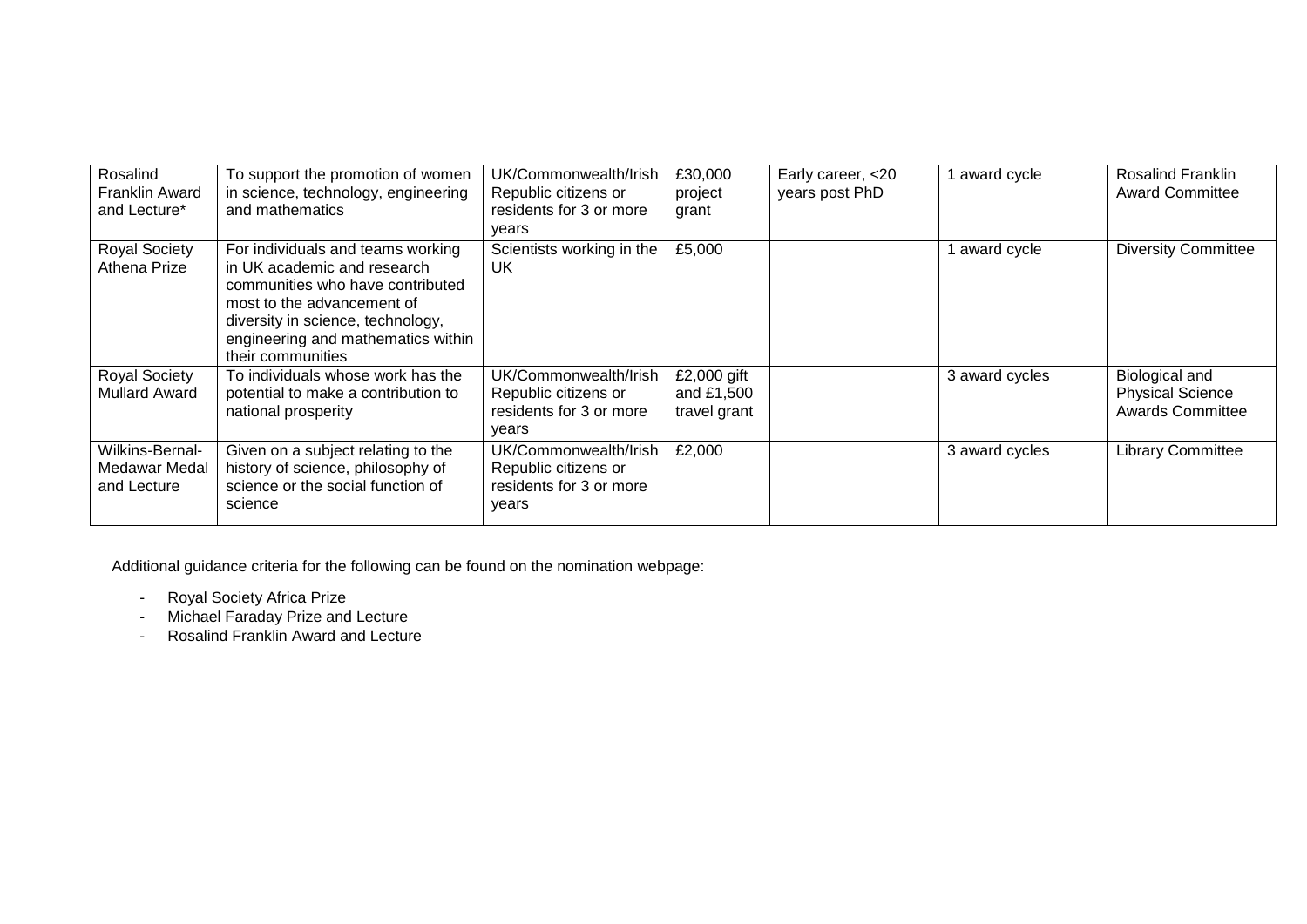| | | | | | | |
|---|---|---|---|---|---|---|
| Rosalind Franklin Award and Lecture* | To support the promotion of women in science, technology, engineering and mathematics | UK/Commonwealth/Irish Republic citizens or residents for 3 or more years | £30,000 project grant | Early career, <20 years post PhD | 1 award cycle | Rosalind Franklin Award Committee |
| Royal Society Athena Prize | For individuals and teams working in UK academic and research communities who have contributed most to the advancement of diversity in science, technology, engineering and mathematics within their communities | Scientists working in the UK | £5,000 | | 1 award cycle | Diversity Committee |
| Royal Society Mullard Award | To individuals whose work has the potential to make a contribution to national prosperity | UK/Commonwealth/Irish Republic citizens or residents for 3 or more years | £2,000 gift and £1,500 travel grant | | 3 award cycles | Biological and Physical Science Awards Committee |
| Wilkins-Bernal-Medawar Medal and Lecture | Given on a subject relating to the history of science, philosophy of science or the social function of science | UK/Commonwealth/Irish Republic citizens or residents for 3 or more years | £2,000 | | 3 award cycles | Library Committee |

Additional guidance criteria for the following can be found on the nomination webpage:

- Royal Society Africa Prize
- Michael Faraday Prize and Lecture
- Rosalind Franklin Award and Lecture